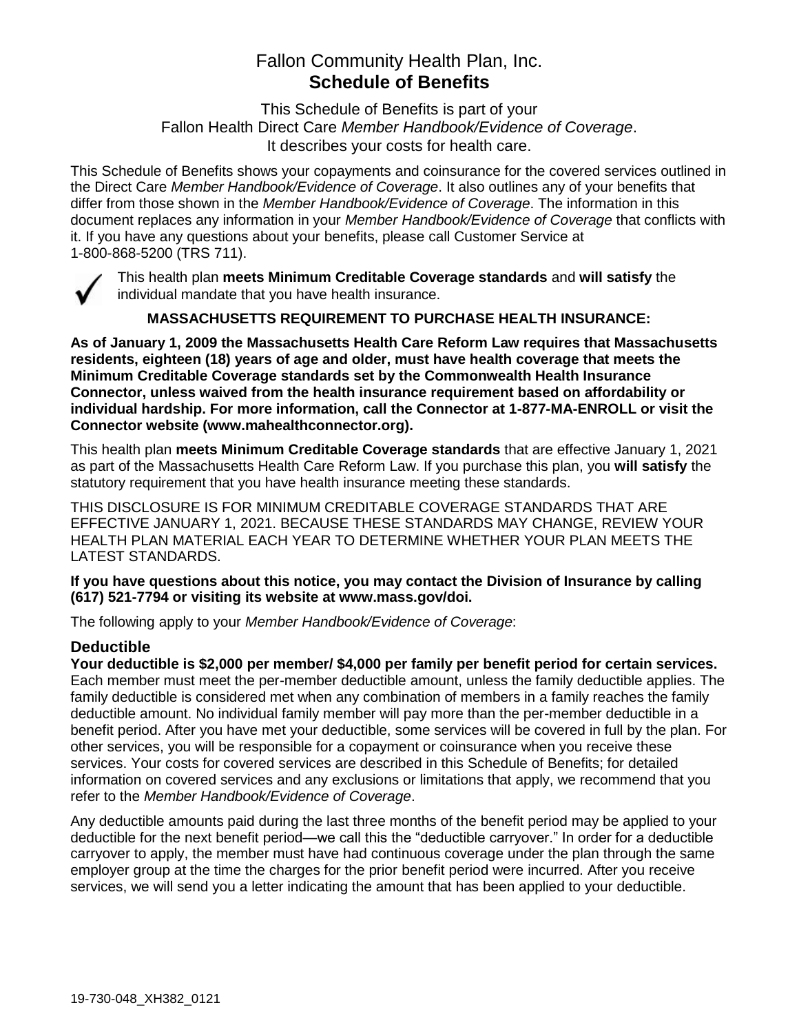# Fallon Community Health Plan, Inc.
# **Schedule of Benefits**

This Schedule of Benefits is part of your
Fallon Health Direct Care *Member Handbook/Evidence of Coverage*.
It describes your costs for health care.

This Schedule of Benefits shows your copayments and coinsurance for the covered services outlined in the Direct Care *Member Handbook/Evidence of Coverage*. It also outlines any of your benefits that differ from those shown in the *Member Handbook/Evidence of Coverage*. The information in this document replaces any information in your *Member Handbook/Evidence of Coverage* that conflicts with it. If you have any questions about your benefits, please call Customer Service at 1-800-868-5200 (TRS 711).

✓ This health plan **meets Minimum Creditable Coverage standards** and **will satisfy** the individual mandate that you have health insurance.

**MASSACHUSETTS REQUIREMENT TO PURCHASE HEALTH INSURANCE:**

**As of January 1, 2009 the Massachusetts Health Care Reform Law requires that Massachusetts residents, eighteen (18) years of age and older, must have health coverage that meets the Minimum Creditable Coverage standards set by the Commonwealth Health Insurance Connector, unless waived from the health insurance requirement based on affordability or individual hardship. For more information, call the Connector at 1-877-MA-ENROLL or visit the Connector website (www.mahealthconnector.org).**

This health plan **meets Minimum Creditable Coverage standards** that are effective January 1, 2021 as part of the Massachusetts Health Care Reform Law. If you purchase this plan, you **will satisfy** the statutory requirement that you have health insurance meeting these standards.

THIS DISCLOSURE IS FOR MINIMUM CREDITABLE COVERAGE STANDARDS THAT ARE EFFECTIVE JANUARY 1, 2021. BECAUSE THESE STANDARDS MAY CHANGE, REVIEW YOUR HEALTH PLAN MATERIAL EACH YEAR TO DETERMINE WHETHER YOUR PLAN MEETS THE LATEST STANDARDS.

**If you have questions about this notice, you may contact the Division of Insurance by calling (617) 521-7794 or visiting its website at www.mass.gov/doi.**

The following apply to your *Member Handbook/Evidence of Coverage*:

## Deductible

**Your deductible is $2,000 per member/ $4,000 per family per benefit period for certain services.** Each member must meet the per-member deductible amount, unless the family deductible applies. The family deductible is considered met when any combination of members in a family reaches the family deductible amount. No individual family member will pay more than the per-member deductible in a benefit period. After you have met your deductible, some services will be covered in full by the plan. For other services, you will be responsible for a copayment or coinsurance when you receive these services. Your costs for covered services are described in this Schedule of Benefits; for detailed information on covered services and any exclusions or limitations that apply, we recommend that you refer to the *Member Handbook/Evidence of Coverage*.

Any deductible amounts paid during the last three months of the benefit period may be applied to your deductible for the next benefit period—we call this the "deductible carryover." In order for a deductible carryover to apply, the member must have had continuous coverage under the plan through the same employer group at the time the charges for the prior benefit period were incurred. After you receive services, we will send you a letter indicating the amount that has been applied to your deductible.

19-730-048_XH382_0121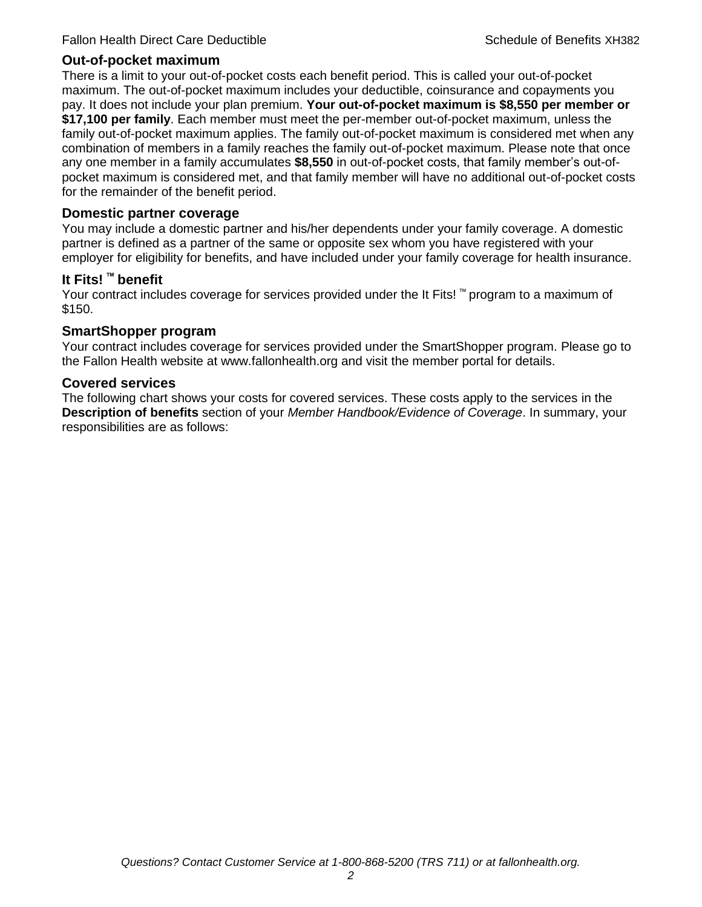## Out-of-pocket maximum

There is a limit to your out-of-pocket costs each benefit period. This is called your out-of-pocket maximum. The out-of-pocket maximum includes your deductible, coinsurance and copayments you pay. It does not include your plan premium. **Your out-of-pocket maximum is $8,550 per member or $17,100 per family**. Each member must meet the per-member out-of-pocket maximum, unless the family out-of-pocket maximum applies. The family out-of-pocket maximum is considered met when any combination of members in a family reaches the family out-of-pocket maximum. Please note that once any one member in a family accumulates **$8,550** in out-of-pocket costs, that family member's out-of-pocket maximum is considered met, and that family member will have no additional out-of-pocket costs for the remainder of the benefit period.

## Domestic partner coverage

You may include a domestic partner and his/her dependents under your family coverage. A domestic partner is defined as a partner of the same or opposite sex whom you have registered with your employer for eligibility for benefits, and have included under your family coverage for health insurance.

## It Fits! ™ benefit

Your contract includes coverage for services provided under the It Fits! ™ program to a maximum of $150.

## SmartShopper program

Your contract includes coverage for services provided under the SmartShopper program. Please go to the Fallon Health website at www.fallonhealth.org and visit the member portal for details.

## Covered services

The following chart shows your costs for covered services. These costs apply to the services in the **Description of benefits** section of your *Member Handbook/Evidence of Coverage*. In summary, your responsibilities are as follows: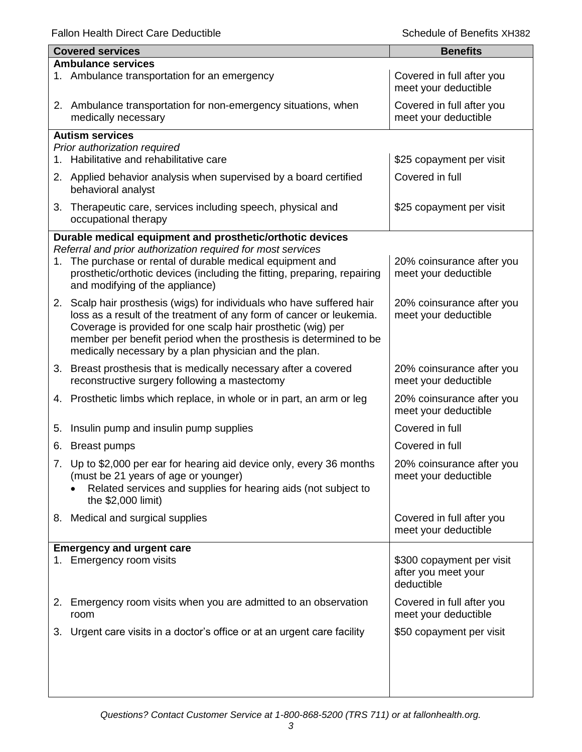| Covered services | Benefits |
|---|---|
| **Ambulance services** | |
| 1. Ambulance transportation for an emergency | Covered in full after you meet your deductible |
| 2. Ambulance transportation for non-emergency situations, when medically necessary | Covered in full after you meet your deductible |
| **Autism services**<br>*Prior authorization required* | |
| 1. Habilitative and rehabilitative care | $25 copayment per visit |
| 2. Applied behavior analysis when supervised by a board certified behavioral analyst | Covered in full |
| 3. Therapeutic care, services including speech, physical and occupational therapy | $25 copayment per visit |
| **Durable medical equipment and prosthetic/orthotic devices**<br>*Referral and prior authorization required for most services* | |
| 1. The purchase or rental of durable medical equipment and prosthetic/orthotic devices (including the fitting, preparing, repairing and modifying of the appliance) | 20% coinsurance after you meet your deductible |
| 2. Scalp hair prosthesis (wigs) for individuals who have suffered hair loss as a result of the treatment of any form of cancer or leukemia. Coverage is provided for one scalp hair prosthetic (wig) per member per benefit period when the prosthesis is determined to be medically necessary by a plan physician and the plan. | 20% coinsurance after you meet your deductible |
| 3. Breast prosthesis that is medically necessary after a covered reconstructive surgery following a mastectomy | 20% coinsurance after you meet your deductible |
| 4. Prosthetic limbs which replace, in whole or in part, an arm or leg | 20% coinsurance after you meet your deductible |
| 5. Insulin pump and insulin pump supplies | Covered in full |
| 6. Breast pumps | Covered in full |
| 7. Up to $2,000 per ear for hearing aid device only, every 36 months (must be 21 years of age or younger)<br>• Related services and supplies for hearing aids (not subject to the $2,000 limit) | 20% coinsurance after you meet your deductible |
| 8. Medical and surgical supplies | Covered in full after you meet your deductible |
| **Emergency and urgent care** | |
| 1. Emergency room visits | $300 copayment per visit after you meet your deductible |
| 2. Emergency room visits when you are admitted to an observation room | Covered in full after you meet your deductible |
| 3. Urgent care visits in a doctor's office or at an urgent care facility | $50 copayment per visit |

*Questions? Contact Customer Service at 1-800-868-5200 (TRS 711) or at fallonhealth.org.*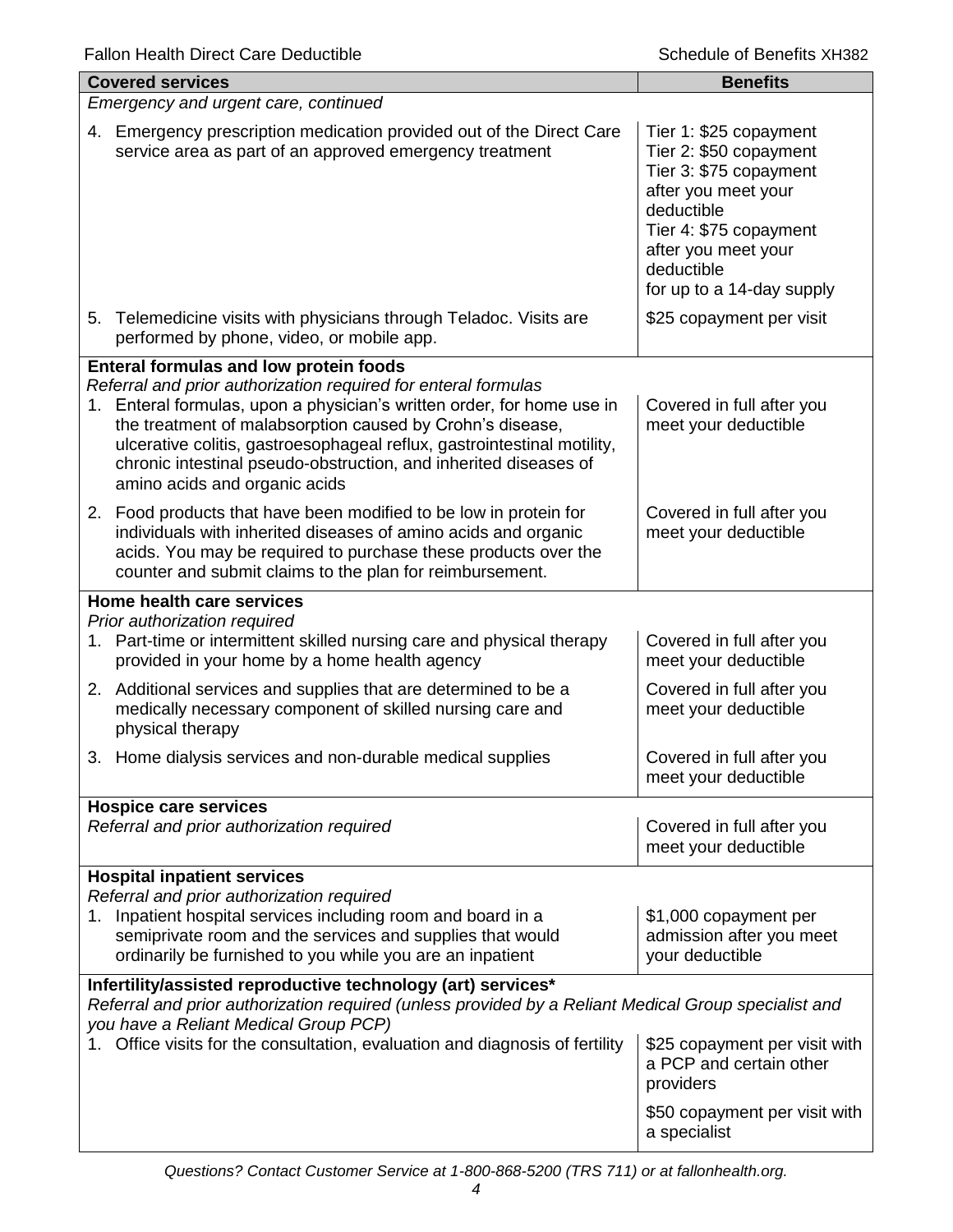| Covered services | Benefits |
|---|---|
| *Emergency and urgent care, continued* | |
| 4. Emergency prescription medication provided out of the Direct Care service area as part of an approved emergency treatment | Tier 1: $25 copayment<br>Tier 2: $50 copayment<br>Tier 3: $75 copayment after you meet your deductible<br>Tier 4: $75 copayment after you meet your deductible<br>for up to a 14-day supply |
| 5. Telemedicine visits with physicians through Teladoc. Visits are performed by phone, video, or mobile app. | $25 copayment per visit |
| **Enteral formulas and low protein foods**<br>*Referral and prior authorization required for enteral formulas* | |
| 1. Enteral formulas, upon a physician's written order, for home use in the treatment of malabsorption caused by Crohn's disease, ulcerative colitis, gastroesophageal reflux, gastrointestinal motility, chronic intestinal pseudo-obstruction, and inherited diseases of amino acids and organic acids | Covered in full after you meet your deductible |
| 2. Food products that have been modified to be low in protein for individuals with inherited diseases of amino acids and organic acids. You may be required to purchase these products over the counter and submit claims to the plan for reimbursement. | Covered in full after you meet your deductible |
| **Home health care services**<br>*Prior authorization required* | |
| 1. Part-time or intermittent skilled nursing care and physical therapy provided in your home by a home health agency | Covered in full after you meet your deductible |
| 2. Additional services and supplies that are determined to be a medically necessary component of skilled nursing care and physical therapy | Covered in full after you meet your deductible |
| 3. Home dialysis services and non-durable medical supplies | Covered in full after you meet your deductible |
| **Hospice care services**<br>*Referral and prior authorization required* | Covered in full after you meet your deductible |
| **Hospital inpatient services**<br>*Referral and prior authorization required* | |
| 1. Inpatient hospital services including room and board in a semiprivate room and the services and supplies that would ordinarily be furnished to you while you are an inpatient | $1,000 copayment per admission after you meet your deductible |
| **Infertility/assisted reproductive technology (art) services***<br>*Referral and prior authorization required (unless provided by a Reliant Medical Group specialist and you have a Reliant Medical Group PCP)* | |
| 1. Office visits for the consultation, evaluation and diagnosis of fertility | $25 copayment per visit with a PCP and certain other providers<br>$50 copayment per visit with a specialist |

*Questions? Contact Customer Service at 1-800-868-5200 (TRS 711) or at fallonhealth.org.*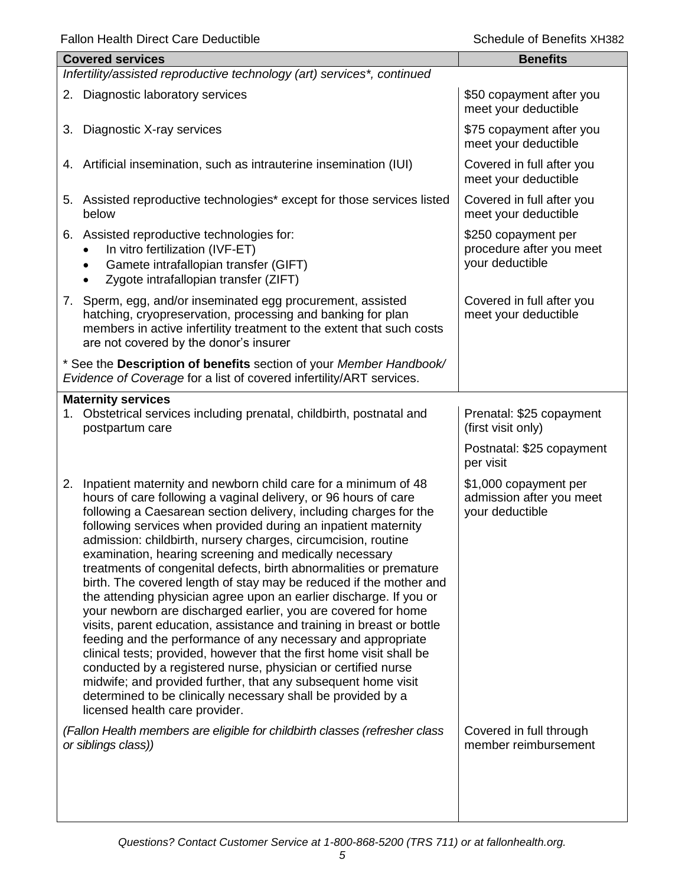| Covered services | Benefits |
|---|---|
| *Infertility/assisted reproductive technology (art) services\*, continued* | |
| 2. Diagnostic laboratory services | $50 copayment after you meet your deductible |
| 3. Diagnostic X-ray services | $75 copayment after you meet your deductible |
| 4. Artificial insemination, such as intrauterine insemination (IUI) | Covered in full after you meet your deductible |
| 5. Assisted reproductive technologies\* except for those services listed below | Covered in full after you meet your deductible |
| 6. Assisted reproductive technologies for:<br>• In vitro fertilization (IVF-ET)<br>• Gamete intrafallopian transfer (GIFT)<br>• Zygote intrafallopian transfer (ZIFT) | $250 copayment per procedure after you meet your deductible |
| 7. Sperm, egg, and/or inseminated egg procurement, assisted hatching, cryopreservation, processing and banking for plan members in active infertility treatment to the extent that such costs are not covered by the donor's insurer | Covered in full after you meet your deductible |
| \* See the **Description of benefits** section of your *Member Handbook/ Evidence of Coverage* for a list of covered infertility/ART services. | |
| **Maternity services** | |
| 1. Obstetrical services including prenatal, childbirth, postnatal and postpartum care | Prenatal: $25 copayment (first visit only)<br><br>Postnatal: $25 copayment per visit |
| 2. Inpatient maternity and newborn child care for a minimum of 48 hours of care following a vaginal delivery, or 96 hours of care following a Caesarean section delivery, including charges for the following services when provided during an inpatient maternity admission: childbirth, nursery charges, circumcision, routine examination, hearing screening and medically necessary treatments of congenital defects, birth abnormalities or premature birth. The covered length of stay may be reduced if the mother and the attending physician agree upon an earlier discharge. If you or your newborn are discharged earlier, you are covered for home visits, parent education, assistance and training in breast or bottle feeding and the performance of any necessary and appropriate clinical tests; provided, however that the first home visit shall be conducted by a registered nurse, physician or certified nurse midwife; and provided further, that any subsequent home visit determined to be clinically necessary shall be provided by a licensed health care provider. | $1,000 copayment per admission after you meet your deductible |
| *(Fallon Health members are eligible for childbirth classes (refresher class or siblings class))* | Covered in full through member reimbursement |

*Questions? Contact Customer Service at 1-800-868-5200 (TRS 711) or at fallonhealth.org.*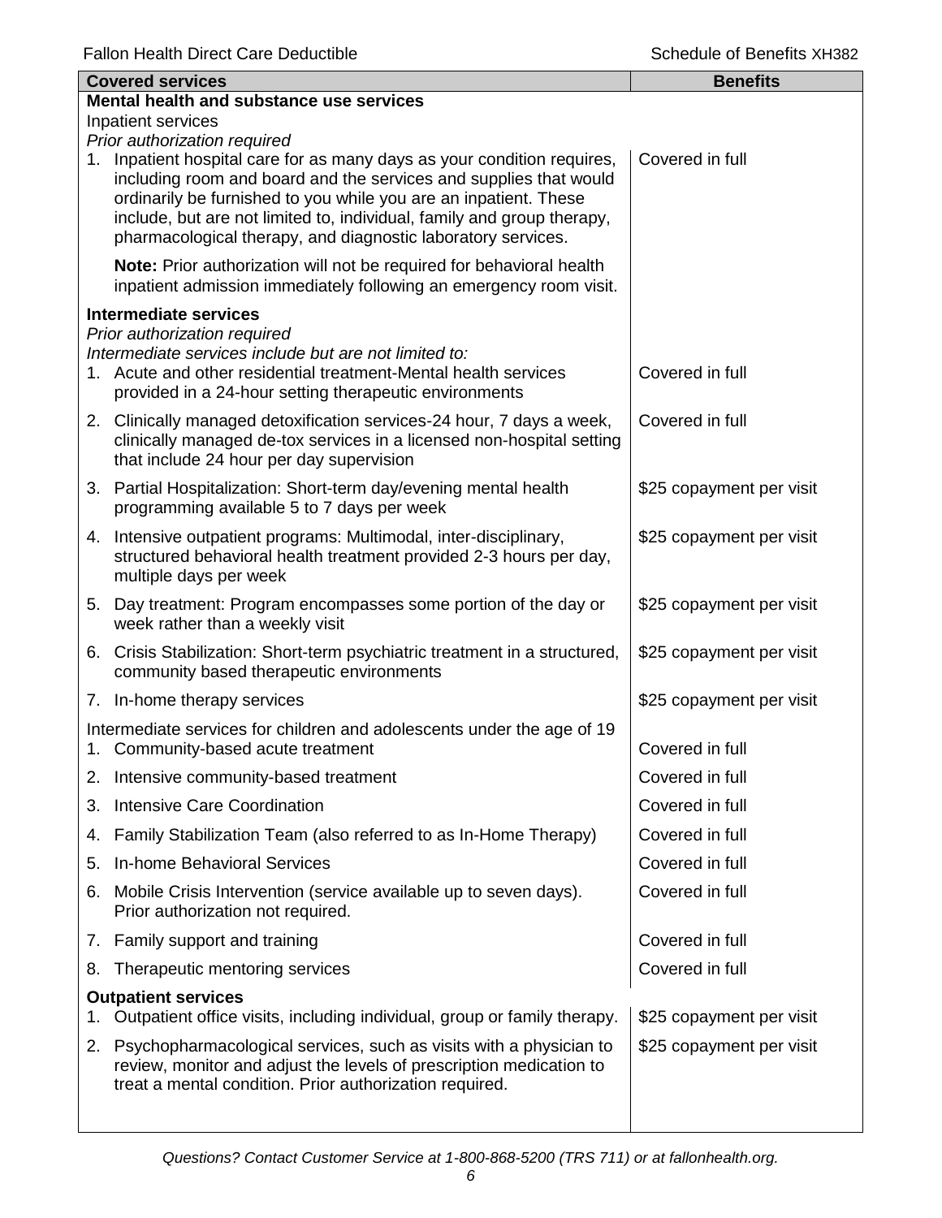| Covered services | Benefits |
|---|---|
| **Mental health and substance use services** | |
| Inpatient services | |
| *Prior authorization required* | |
| 1. Inpatient hospital care for as many days as your condition requires, including room and board and the services and supplies that would ordinarily be furnished to you while you are an inpatient. These include, but are not limited to, individual, family and group therapy, pharmacological therapy, and diagnostic laboratory services. | Covered in full |
| **Note:** Prior authorization will not be required for behavioral health inpatient admission immediately following an emergency room visit. | |
| **Intermediate services** | |
| *Prior authorization required* | |
| *Intermediate services include but are not limited to:* | |
| 1. Acute and other residential treatment-Mental health services provided in a 24-hour setting therapeutic environments | Covered in full |
| 2. Clinically managed detoxification services-24 hour, 7 days a week, clinically managed de-tox services in a licensed non-hospital setting that include 24 hour per day supervision | Covered in full |
| 3. Partial Hospitalization: Short-term day/evening mental health programming available 5 to 7 days per week | $25 copayment per visit |
| 4. Intensive outpatient programs: Multimodal, inter-disciplinary, structured behavioral health treatment provided 2-3 hours per day, multiple days per week | $25 copayment per visit |
| 5. Day treatment: Program encompasses some portion of the day or week rather than a weekly visit | $25 copayment per visit |
| 6. Crisis Stabilization: Short-term psychiatric treatment in a structured, community based therapeutic environments | $25 copayment per visit |
| 7. In-home therapy services | $25 copayment per visit |
| Intermediate services for children and adolescents under the age of 19 | |
| 1. Community-based acute treatment | Covered in full |
| 2. Intensive community-based treatment | Covered in full |
| 3. Intensive Care Coordination | Covered in full |
| 4. Family Stabilization Team (also referred to as In-Home Therapy) | Covered in full |
| 5. In-home Behavioral Services | Covered in full |
| 6. Mobile Crisis Intervention (service available up to seven days). Prior authorization not required. | Covered in full |
| 7. Family support and training | Covered in full |
| 8. Therapeutic mentoring services | Covered in full |
| **Outpatient services** | |
| 1. Outpatient office visits, including individual, group or family therapy. | $25 copayment per visit |
| 2. Psychopharmacological services, such as visits with a physician to review, monitor and adjust the levels of prescription medication to treat a mental condition. Prior authorization required. | $25 copayment per visit |

*Questions? Contact Customer Service at 1-800-868-5200 (TRS 711) or at fallonhealth.org.*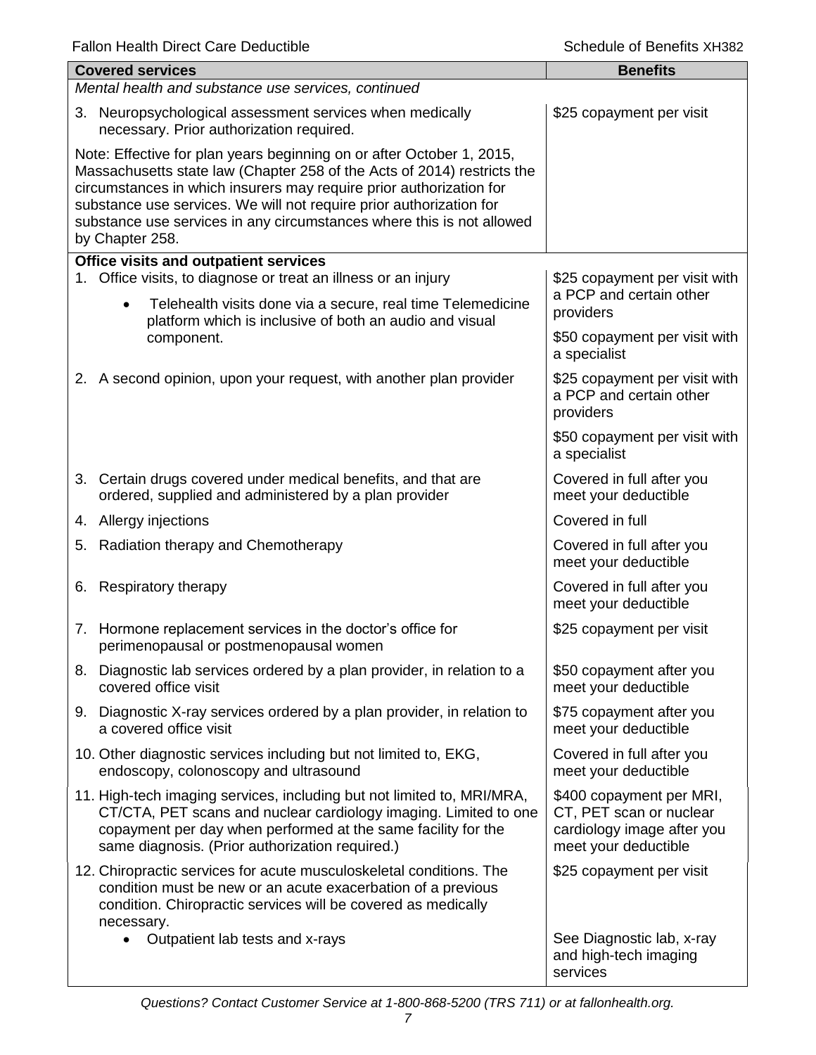| Covered services | Benefits |
| --- | --- |
| *Mental health and substance use services, continued* | |
| 3. Neuropsychological assessment services when medically necessary. Prior authorization required. | $25 copayment per visit |
| Note: Effective for plan years beginning on or after October 1, 2015, Massachusetts state law (Chapter 258 of the Acts of 2014) restricts the circumstances in which insurers may require prior authorization for substance use services. We will not require prior authorization for substance use services in any circumstances where this is not allowed by Chapter 258. | |
| **Office visits and outpatient services** | |
| 1. Office visits, to diagnose or treat an illness or an injury<br>• Telehealth visits done via a secure, real time Telemedicine platform which is inclusive of both an audio and visual component. | $25 copayment per visit with a PCP and certain other providers<br>$50 copayment per visit with a specialist |
| 2. A second opinion, upon your request, with another plan provider | $25 copayment per visit with a PCP and certain other providers<br>$50 copayment per visit with a specialist |
| 3. Certain drugs covered under medical benefits, and that are ordered, supplied and administered by a plan provider | Covered in full after you meet your deductible |
| 4. Allergy injections | Covered in full |
| 5. Radiation therapy and Chemotherapy | Covered in full after you meet your deductible |
| 6. Respiratory therapy | Covered in full after you meet your deductible |
| 7. Hormone replacement services in the doctor's office for perimenopausal or postmenopausal women | $25 copayment per visit |
| 8. Diagnostic lab services ordered by a plan provider, in relation to a covered office visit | $50 copayment after you meet your deductible |
| 9. Diagnostic X-ray services ordered by a plan provider, in relation to a covered office visit | $75 copayment after you meet your deductible |
| 10. Other diagnostic services including but not limited to, EKG, endoscopy, colonoscopy and ultrasound | Covered in full after you meet your deductible |
| 11. High-tech imaging services, including but not limited to, MRI/MRA, CT/CTA, PET scans and nuclear cardiology imaging. Limited to one copayment per day when performed at the same facility for the same diagnosis. (Prior authorization required.) | $400 copayment per MRI, CT, PET scan or nuclear cardiology image after you meet your deductible |
| 12. Chiropractic services for acute musculoskeletal conditions. The condition must be new or an acute exacerbation of a previous condition. Chiropractic services will be covered as medically necessary. | $25 copayment per visit |
| • Outpatient lab tests and x-rays | See Diagnostic lab, x-ray and high-tech imaging services |

*Questions? Contact Customer Service at 1-800-868-5200 (TRS 711) or at fallonhealth.org.*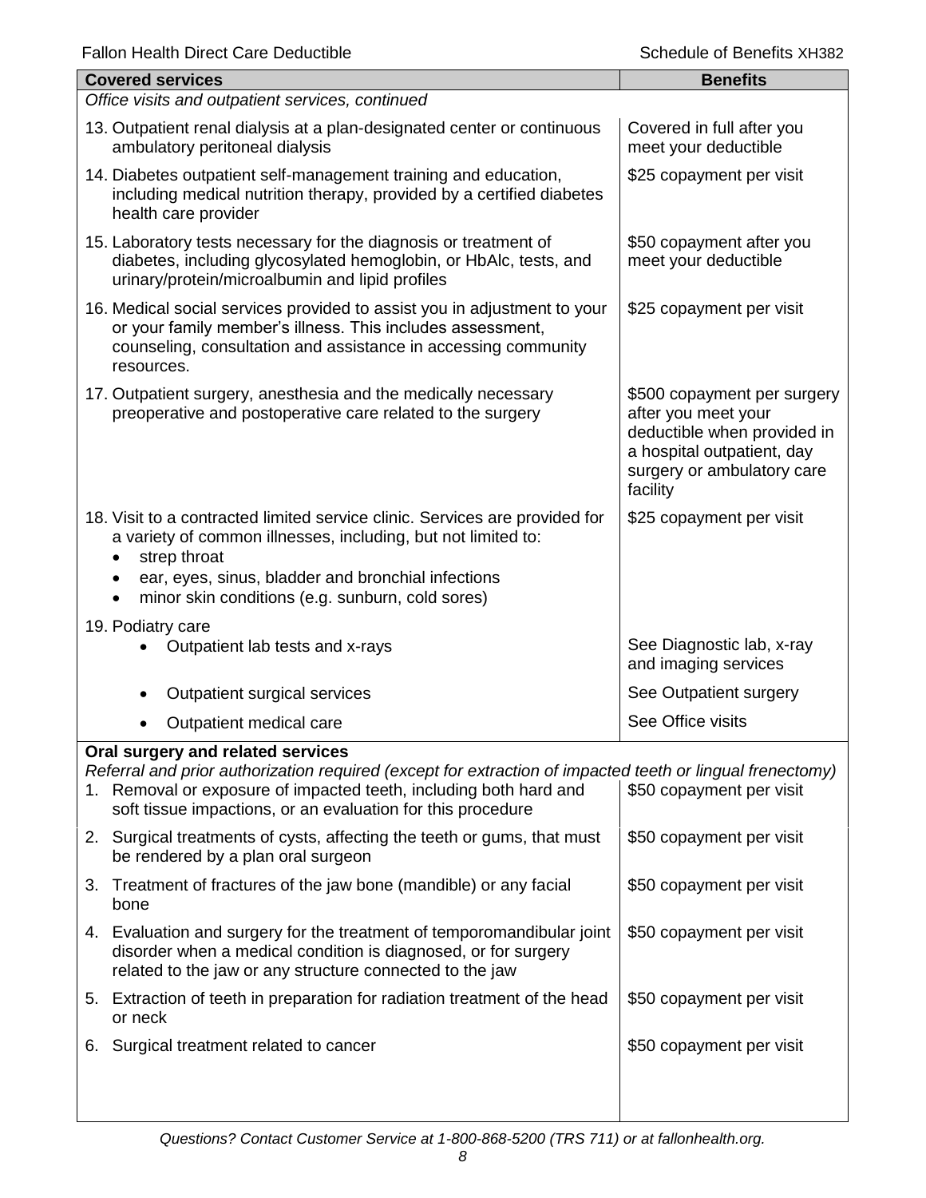| Covered services | Benefits |
|---|---|
| *Office visits and outpatient services, continued* | |
| 13. Outpatient renal dialysis at a plan-designated center or continuous ambulatory peritoneal dialysis | Covered in full after you meet your deductible |
| 14. Diabetes outpatient self-management training and education, including medical nutrition therapy, provided by a certified diabetes health care provider | $25 copayment per visit |
| 15. Laboratory tests necessary for the diagnosis or treatment of diabetes, including glycosylated hemoglobin, or HbAlc, tests, and urinary/protein/microalbumin and lipid profiles | $50 copayment after you meet your deductible |
| 16. Medical social services provided to assist you in adjustment to your or your family member's illness. This includes assessment, counseling, consultation and assistance in accessing community resources. | $25 copayment per visit |
| 17. Outpatient surgery, anesthesia and the medically necessary preoperative and postoperative care related to the surgery | $500 copayment per surgery after you meet your deductible when provided in a hospital outpatient, day surgery or ambulatory care facility |
| 18. Visit to a contracted limited service clinic. Services are provided for a variety of common illnesses, including, but not limited to:<br>• strep throat<br>• ear, eyes, sinus, bladder and bronchial infections<br>• minor skin conditions (e.g. sunburn, cold sores) | $25 copayment per visit |
| 19. Podiatry care | |
| • Outpatient lab tests and x-rays | See Diagnostic lab, x-ray and imaging services |
| • Outpatient surgical services | See Outpatient surgery |
| • Outpatient medical care | See Office visits |
| **Oral surgery and related services**<br>*Referral and prior authorization required (except for extraction of impacted teeth or lingual frenectomy)* | |
| 1. Removal or exposure of impacted teeth, including both hard and soft tissue impactions, or an evaluation for this procedure | $50 copayment per visit |
| 2. Surgical treatments of cysts, affecting the teeth or gums, that must be rendered by a plan oral surgeon | $50 copayment per visit |
| 3. Treatment of fractures of the jaw bone (mandible) or any facial bone | $50 copayment per visit |
| 4. Evaluation and surgery for the treatment of temporomandibular joint disorder when a medical condition is diagnosed, or for surgery related to the jaw or any structure connected to the jaw | $50 copayment per visit |
| 5. Extraction of teeth in preparation for radiation treatment of the head or neck | $50 copayment per visit |
| 6. Surgical treatment related to cancer | $50 copayment per visit |

*Questions? Contact Customer Service at 1-800-868-5200 (TRS 711) or at fallonhealth.org.*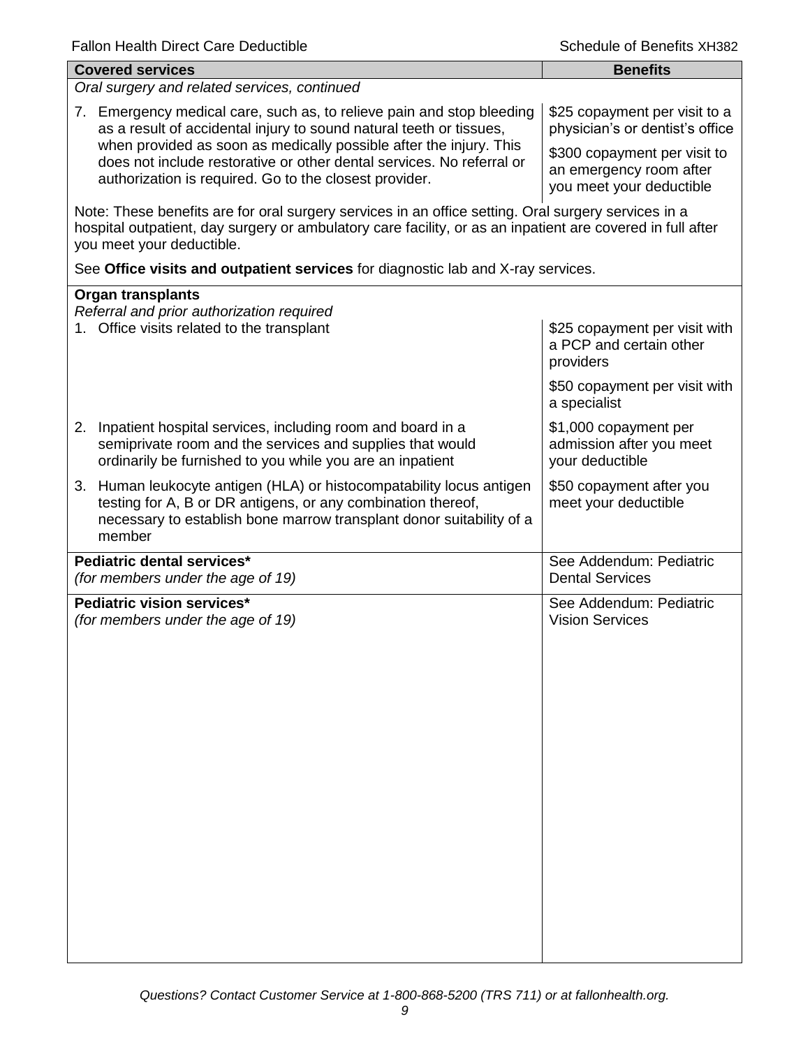| Covered services | Benefits |
|---|---|
| *Oral surgery and related services, continued* | |
| 7. Emergency medical care, such as, to relieve pain and stop bleeding as a result of accidental injury to sound natural teeth or tissues, when provided as soon as medically possible after the injury. This does not include restorative or other dental services. No referral or authorization is required. Go to the closest provider. | $25 copayment per visit to a physician's or dentist's office<br><br>$300 copayment per visit to an emergency room after you meet your deductible |
| Note: These benefits are for oral surgery services in an office setting. Oral surgery services in a hospital outpatient, day surgery or ambulatory care facility, or as an inpatient are covered in full after you meet your deductible.<br><br>See **Office visits and outpatient services** for diagnostic lab and X-ray services. | |
| **Organ transplants**<br>*Referral and prior authorization required* | |
| 1. Office visits related to the transplant | $25 copayment per visit with a PCP and certain other providers<br><br>$50 copayment per visit with a specialist |
| 2. Inpatient hospital services, including room and board in a semiprivate room and the services and supplies that would ordinarily be furnished to you while you are an inpatient | $1,000 copayment per admission after you meet your deductible |
| 3. Human leukocyte antigen (HLA) or histocompatability locus antigen testing for A, B or DR antigens, or any combination thereof, necessary to establish bone marrow transplant donor suitability of a member | $50 copayment after you meet your deductible |
| **Pediatric dental services***<br>*(for members under the age of 19)* | See Addendum: Pediatric Dental Services |
| **Pediatric vision services***<br>*(for members under the age of 19)* | See Addendum: Pediatric Vision Services |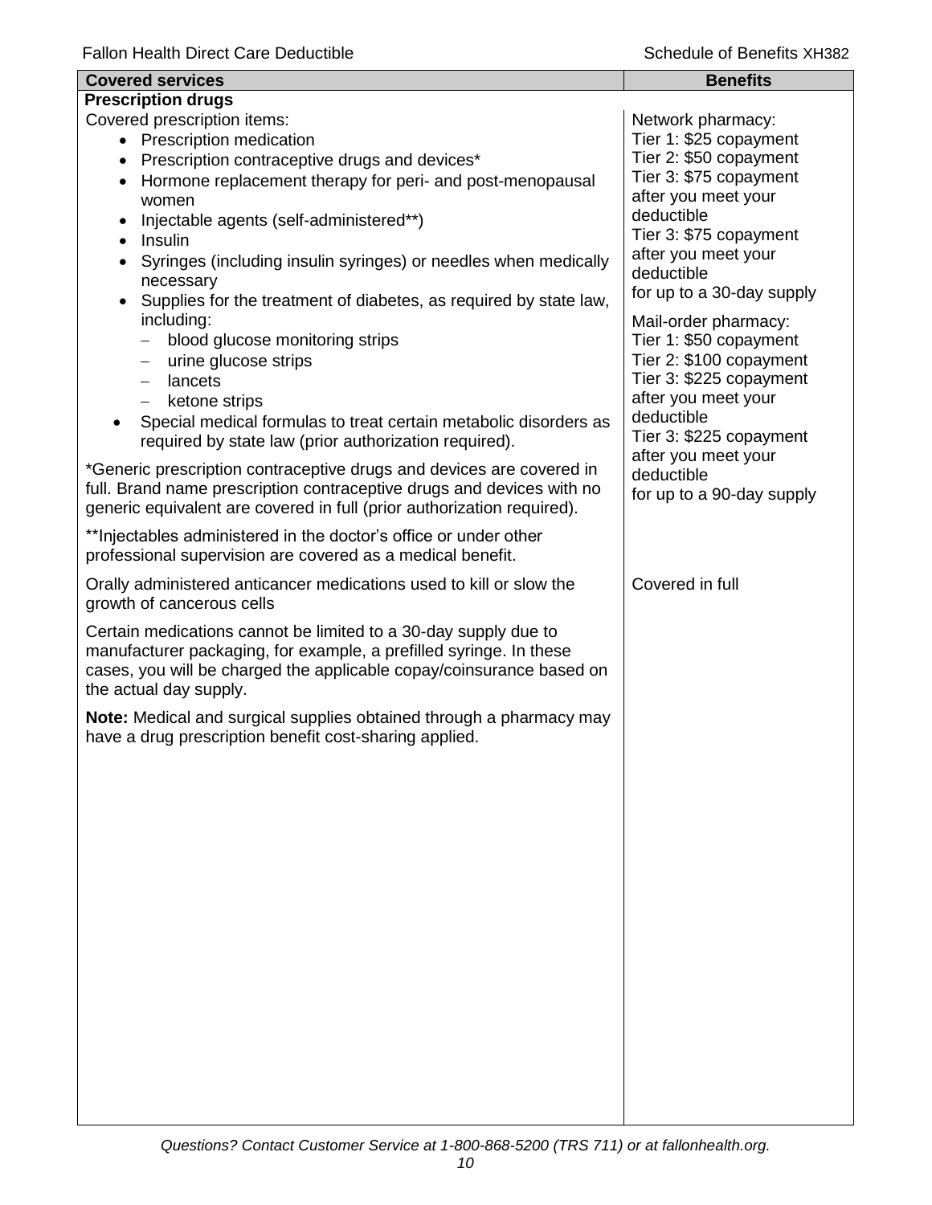| Covered services | Benefits |
|---|---|
| **Prescription drugs** | |
| Covered prescription items:<br>• Prescription medication<br>• Prescription contraceptive drugs and devices*<br>• Hormone replacement therapy for peri- and post-menopausal women<br>• Injectable agents (self-administered**)<br>• Insulin<br>• Syringes (including insulin syringes) or needles when medically necessary<br>• Supplies for the treatment of diabetes, as required by state law, including:<br>– blood glucose monitoring strips<br>– urine glucose strips<br>– lancets<br>– ketone strips<br>• Special medical formulas to treat certain metabolic disorders as required by state law (prior authorization required).<br><br>*Generic prescription contraceptive drugs and devices are covered in full. Brand name prescription contraceptive drugs and devices with no generic equivalent are covered in full (prior authorization required).<br><br>**Injectables administered in the doctor's office or under other professional supervision are covered as a medical benefit. | Network pharmacy:<br>Tier 1: $25 copayment<br>Tier 2: $50 copayment<br>Tier 3: $75 copayment after you meet your deductible<br>Tier 3: $75 copayment after you meet your deductible<br>for up to a 30-day supply<br><br>Mail-order pharmacy:<br>Tier 1: $50 copayment<br>Tier 2: $100 copayment<br>Tier 3: $225 copayment after you meet your deductible<br>Tier 3: $225 copayment after you meet your deductible<br>for up to a 90-day supply |
| Orally administered anticancer medications used to kill or slow the growth of cancerous cells<br><br>Certain medications cannot be limited to a 30-day supply due to manufacturer packaging, for example, a prefilled syringe. In these cases, you will be charged the applicable copay/coinsurance based on the actual day supply.<br><br>**Note:** Medical and surgical supplies obtained through a pharmacy may have a drug prescription benefit cost-sharing applied. | Covered in full |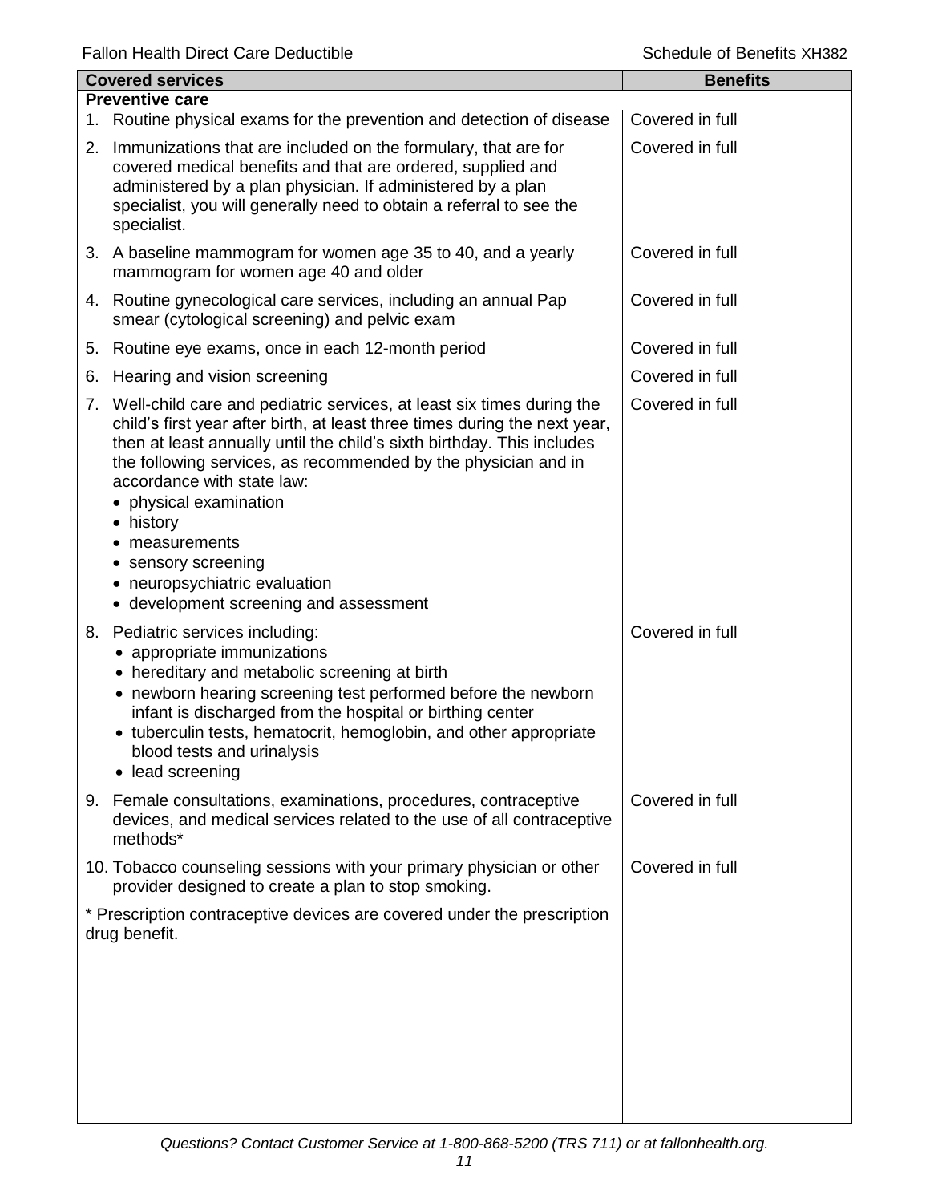| Covered services | Benefits |
|---|---|
| **Preventive care** | |
| 1. Routine physical exams for the prevention and detection of disease | Covered in full |
| 2. Immunizations that are included on the formulary, that are for covered medical benefits and that are ordered, supplied and administered by a plan physician. If administered by a plan specialist, you will generally need to obtain a referral to see the specialist. | Covered in full |
| 3. A baseline mammogram for women age 35 to 40, and a yearly mammogram for women age 40 and older | Covered in full |
| 4. Routine gynecological care services, including an annual Pap smear (cytological screening) and pelvic exam | Covered in full |
| 5. Routine eye exams, once in each 12-month period | Covered in full |
| 6. Hearing and vision screening | Covered in full |
| 7. Well-child care and pediatric services, at least six times during the child's first year after birth, at least three times during the next year, then at least annually until the child's sixth birthday. This includes the following services, as recommended by the physician and in accordance with state law:<br>• physical examination<br>• history<br>• measurements<br>• sensory screening<br>• neuropsychiatric evaluation<br>• development screening and assessment | Covered in full |
| 8. Pediatric services including:<br>• appropriate immunizations<br>• hereditary and metabolic screening at birth<br>• newborn hearing screening test performed before the newborn infant is discharged from the hospital or birthing center<br>• tuberculin tests, hematocrit, hemoglobin, and other appropriate blood tests and urinalysis<br>• lead screening | Covered in full |
| 9. Female consultations, examinations, procedures, contraceptive devices, and medical services related to the use of all contraceptive methods* | Covered in full |
| 10. Tobacco counseling sessions with your primary physician or other provider designed to create a plan to stop smoking. | Covered in full |
| * Prescription contraceptive devices are covered under the prescription drug benefit. | |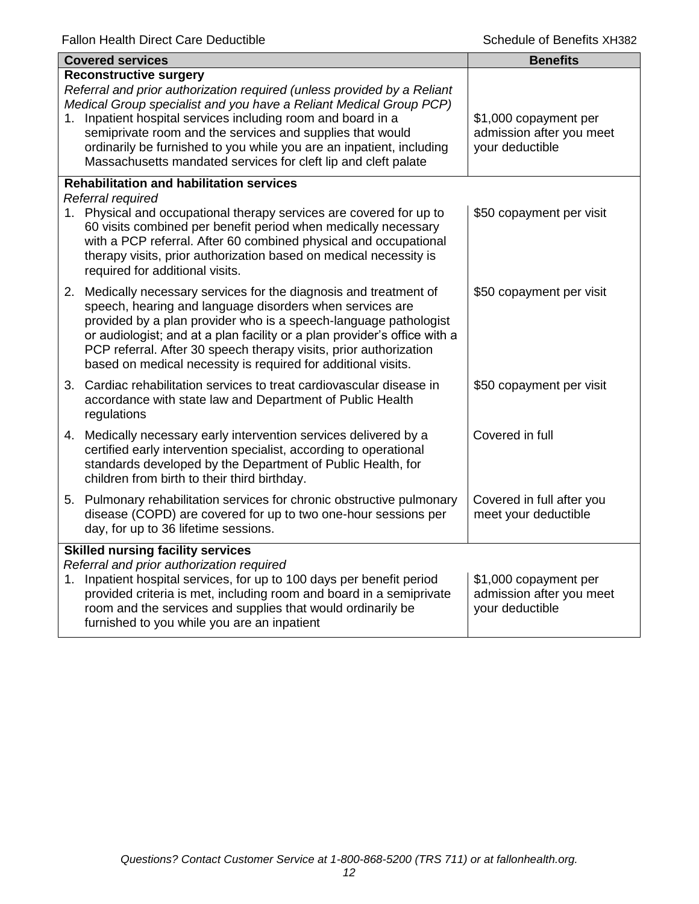| Covered services | Benefits |
|---|---|
| **Reconstructive surgery**<br>*Referral and prior authorization required (unless provided by a Reliant Medical Group specialist and you have a Reliant Medical Group PCP)*<br>1. Inpatient hospital services including room and board in a semiprivate room and the services and supplies that would ordinarily be furnished to you while you are an inpatient, including Massachusetts mandated services for cleft lip and cleft palate | $1,000 copayment per admission after you meet your deductible |
| **Rehabilitation and habilitation services**<br>*Referral required*<br>1. Physical and occupational therapy services are covered for up to 60 visits combined per benefit period when medically necessary with a PCP referral. After 60 combined physical and occupational therapy visits, prior authorization based on medical necessity is required for additional visits. | $50 copayment per visit |
| 2. Medically necessary services for the diagnosis and treatment of speech, hearing and language disorders when services are provided by a plan provider who is a speech-language pathologist or audiologist; and at a plan facility or a plan provider's office with a PCP referral. After 30 speech therapy visits, prior authorization based on medical necessity is required for additional visits. | $50 copayment per visit |
| 3. Cardiac rehabilitation services to treat cardiovascular disease in accordance with state law and Department of Public Health regulations | $50 copayment per visit |
| 4. Medically necessary early intervention services delivered by a certified early intervention specialist, according to operational standards developed by the Department of Public Health, for children from birth to their third birthday. | Covered in full |
| 5. Pulmonary rehabilitation services for chronic obstructive pulmonary disease (COPD) are covered for up to two one-hour sessions per day, for up to 36 lifetime sessions. | Covered in full after you meet your deductible |
| **Skilled nursing facility services**<br>*Referral and prior authorization required*<br>1. Inpatient hospital services, for up to 100 days per benefit period provided criteria is met, including room and board in a semiprivate room and the services and supplies that would ordinarily be furnished to you while you are an inpatient | $1,000 copayment per admission after you meet your deductible |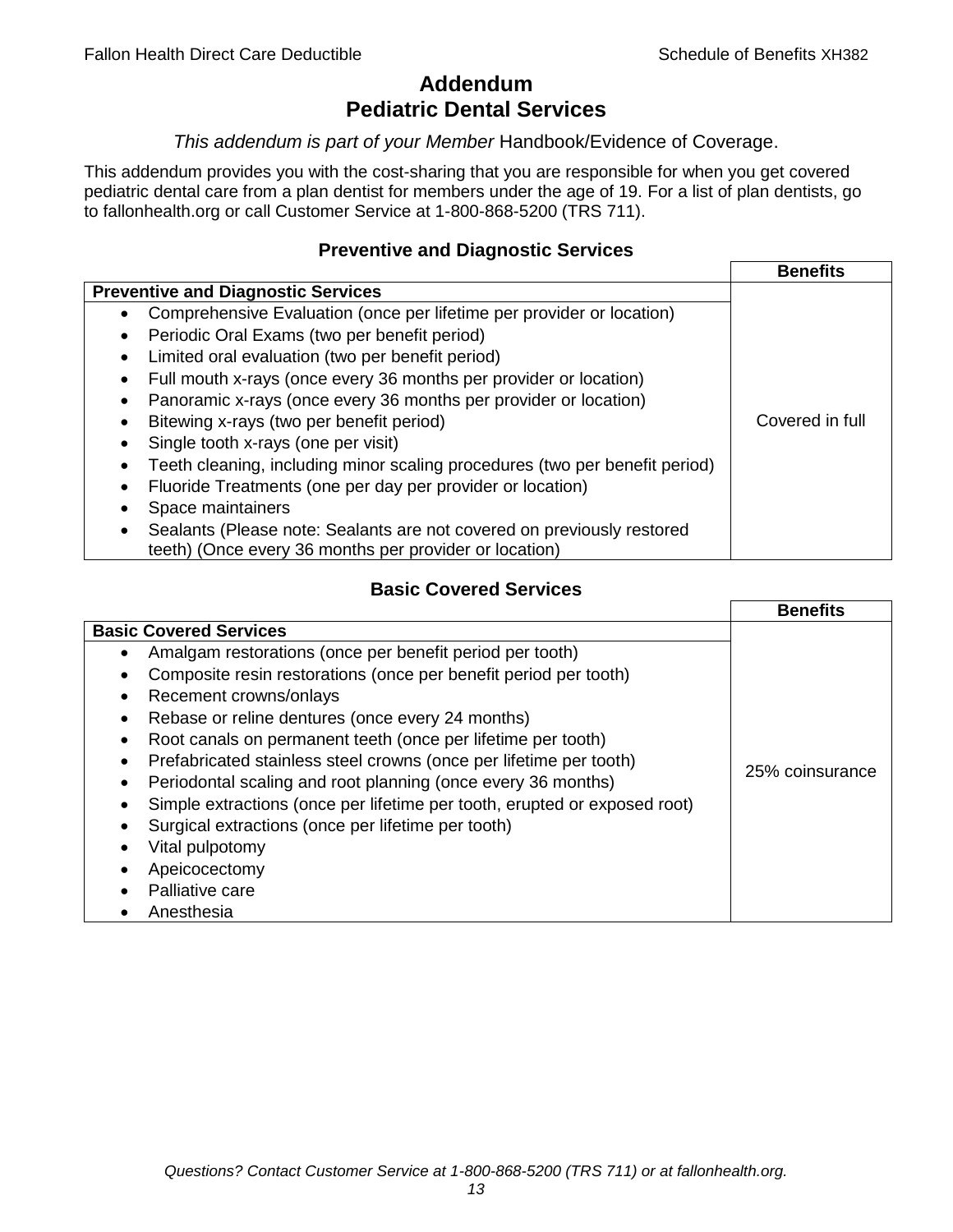# Addendum
# Pediatric Dental Services

*This addendum is part of your Member* Handbook/Evidence of Coverage.

This addendum provides you with the cost-sharing that you are responsible for when you get covered pediatric dental care from a plan dentist for members under the age of 19. For a list of plan dentists, go to fallonhealth.org or call Customer Service at 1-800-868-5200 (TRS 711).

### Preventive and Diagnostic Services

| **Preventive and Diagnostic Services** | **Benefits** |
|---|---|
| • Comprehensive Evaluation (once per lifetime per provider or location)<br>• Periodic Oral Exams (two per benefit period)<br>• Limited oral evaluation (two per benefit period)<br>• Full mouth x-rays (once every 36 months per provider or location)<br>• Panoramic x-rays (once every 36 months per provider or location)<br>• Bitewing x-rays (two per benefit period)<br>• Single tooth x-rays (one per visit)<br>• Teeth cleaning, including minor scaling procedures (two per benefit period)<br>• Fluoride Treatments (one per day per provider or location)<br>• Space maintainers<br>• Sealants (Please note: Sealants are not covered on previously restored teeth) (Once every 36 months per provider or location) | Covered in full |

### Basic Covered Services

| **Basic Covered Services** | **Benefits** |
|---|---|
| • Amalgam restorations (once per benefit period per tooth)<br>• Composite resin restorations (once per benefit period per tooth)<br>• Recement crowns/onlays<br>• Rebase or reline dentures (once every 24 months)<br>• Root canals on permanent teeth (once per lifetime per tooth)<br>• Prefabricated stainless steel crowns (once per lifetime per tooth)<br>• Periodontal scaling and root planning (once every 36 months)<br>• Simple extractions (once per lifetime per tooth, erupted or exposed root)<br>• Surgical extractions (once per lifetime per tooth)<br>• Vital pulpotomy<br>• Apeicocectomy<br>• Palliative care<br>• Anesthesia | 25% coinsurance |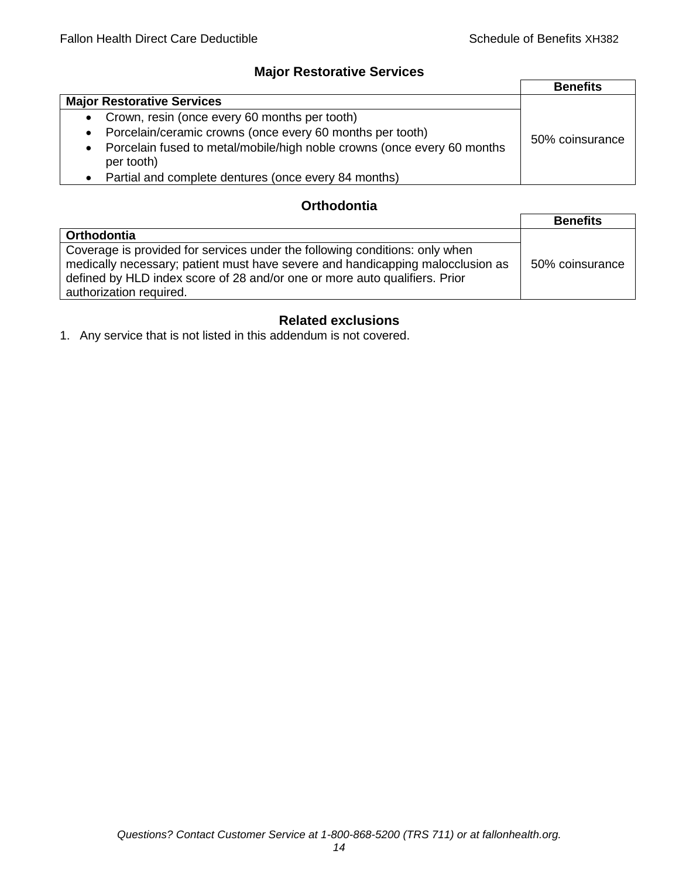## Major Restorative Services

| | Benefits |
|---|---|
| **Major Restorative Services** | |
| • Crown, resin (once every 60 months per tooth)<br>• Porcelain/ceramic crowns (once every 60 months per tooth)<br>• Porcelain fused to metal/mobile/high noble crowns (once every 60 months per tooth)<br>• Partial and complete dentures (once every 84 months) | 50% coinsurance |

## Orthodontia

| | Benefits |
|---|---|
| **Orthodontia** | |
| Coverage is provided for services under the following conditions: only when medically necessary; patient must have severe and handicapping malocclusion as defined by HLD index score of 28 and/or one or more auto qualifiers. Prior authorization required. | 50% coinsurance |

## Related exclusions

1. Any service that is not listed in this addendum is not covered.

*Questions? Contact Customer Service at 1-800-868-5200 (TRS 711) or at fallonhealth.org.*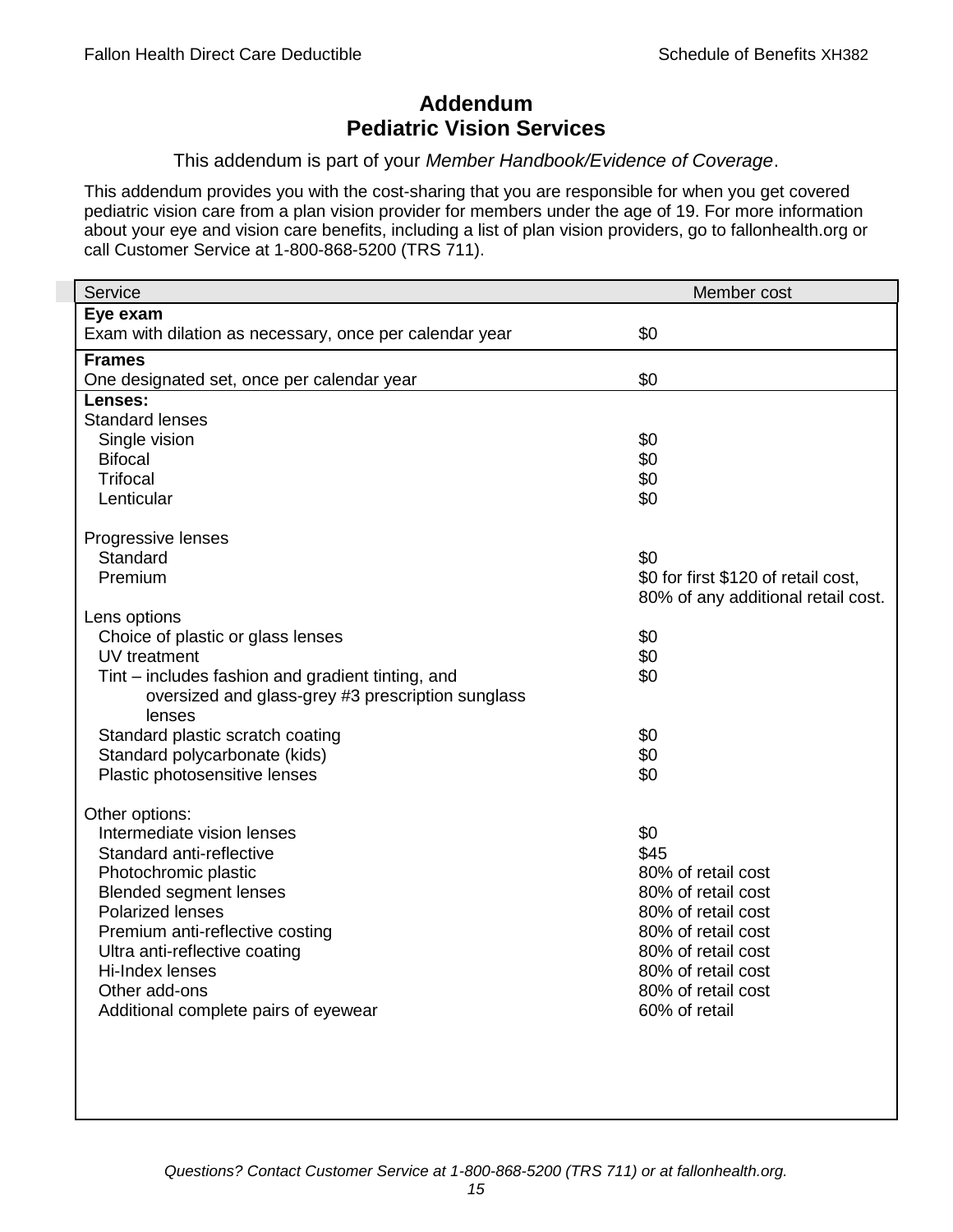# Addendum
# Pediatric Vision Services

This addendum is part of your *Member Handbook/Evidence of Coverage*.

This addendum provides you with the cost-sharing that you are responsible for when you get covered pediatric vision care from a plan vision provider for members under the age of 19. For more information about your eye and vision care benefits, including a list of plan vision providers, go to fallonhealth.org or call Customer Service at 1-800-868-5200 (TRS 711).

| Service | Member cost |
|---|---|
| **Eye exam** | |
| Exam with dilation as necessary, once per calendar year | $0 |
| **Frames** | |
| One designated set, once per calendar year | $0 |
| **Lenses:** | |
| Standard lenses | |
| Single vision | $0 |
| Bifocal | $0 |
| Trifocal | $0 |
| Lenticular | $0 |
| Progressive lenses | |
| Standard | $0 |
| Premium | $0 for first $120 of retail cost, 80% of any additional retail cost. |
| Lens options | |
| Choice of plastic or glass lenses | $0 |
| UV treatment | $0 |
| Tint – includes fashion and gradient tinting, and oversized and glass-grey #3 prescription sunglass lenses | $0 |
| Standard plastic scratch coating | $0 |
| Standard polycarbonate (kids) | $0 |
| Plastic photosensitive lenses | $0 |
| Other options: | |
| Intermediate vision lenses | $0 |
| Standard anti-reflective | $45 |
| Photochromic plastic | 80% of retail cost |
| Blended segment lenses | 80% of retail cost |
| Polarized lenses | 80% of retail cost |
| Premium anti-reflective costing | 80% of retail cost |
| Ultra anti-reflective coating | 80% of retail cost |
| Hi-Index lenses | 80% of retail cost |
| Other add-ons | 80% of retail cost |
| Additional complete pairs of eyewear | 60% of retail |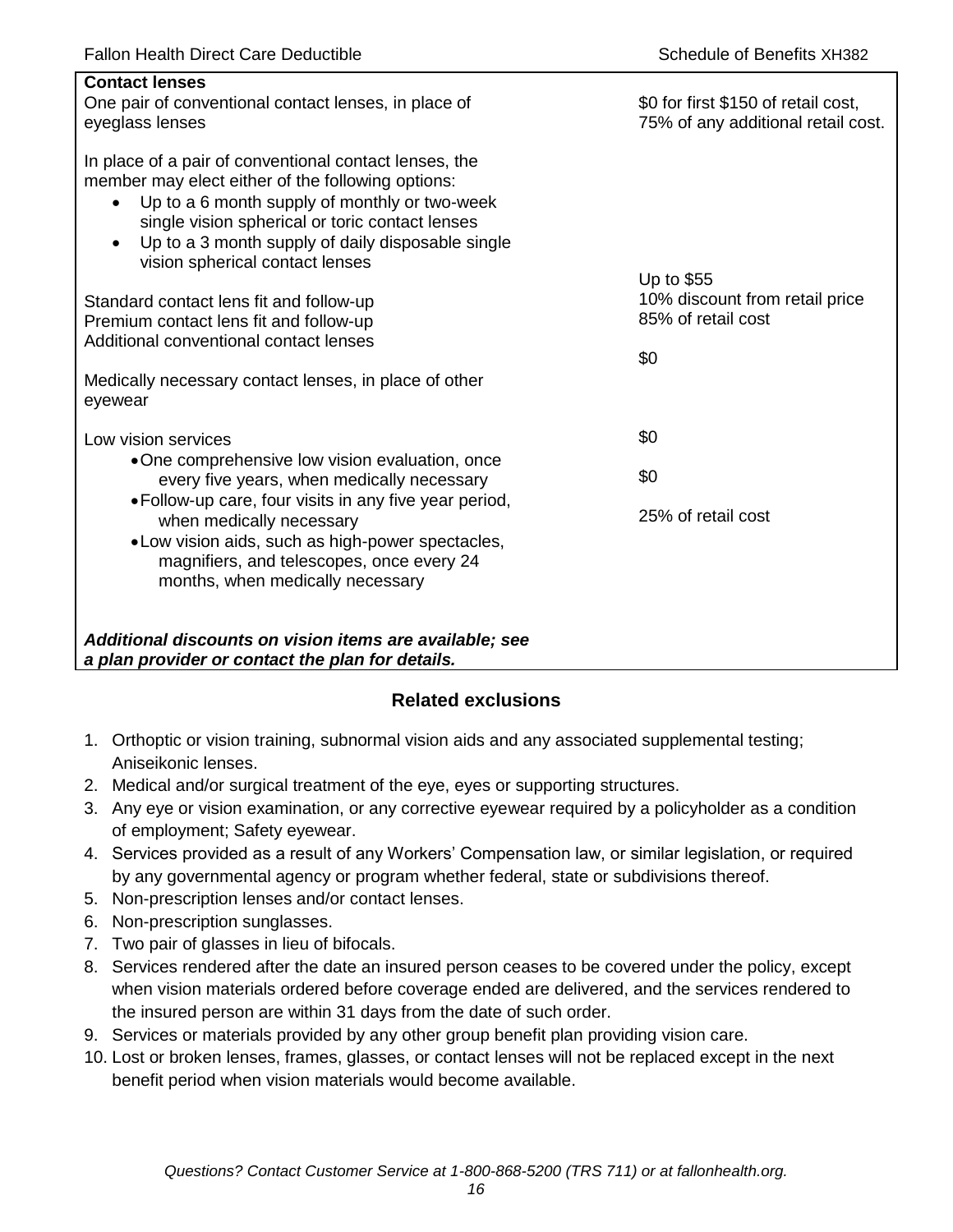| Contact lenses | |
|---|---|
| One pair of conventional contact lenses, in place of eyeglass lenses | $0 for first $150 of retail cost, 75% of any additional retail cost. |
| In place of a pair of conventional contact lenses, the member may elect either of the following options:<br>• Up to a 6 month supply of monthly or two-week single vision spherical or toric contact lenses<br>• Up to a 3 month supply of daily disposable single vision spherical contact lenses | |
| Standard contact lens fit and follow-up | Up to $55 |
| Premium contact lens fit and follow-up | 10% discount from retail price |
| Additional conventional contact lenses | 85% of retail cost |
| Medically necessary contact lenses, in place of other eyewear | $0 |
| Low vision services | |
| • One comprehensive low vision evaluation, once every five years, when medically necessary | $0 |
| • Follow-up care, four visits in any five year period, when medically necessary | $0 |
| • Low vision aids, such as high-power spectacles, magnifiers, and telescopes, once every 24 months, when medically necessary | 25% of retail cost |
| ***Additional discounts on vision items are available; see a plan provider or contact the plan for details.*** | |

## Related exclusions

1. Orthoptic or vision training, subnormal vision aids and any associated supplemental testing; Aniseikonic lenses.
2. Medical and/or surgical treatment of the eye, eyes or supporting structures.
3. Any eye or vision examination, or any corrective eyewear required by a policyholder as a condition of employment; Safety eyewear.
4. Services provided as a result of any Workers' Compensation law, or similar legislation, or required by any governmental agency or program whether federal, state or subdivisions thereof.
5. Non-prescription lenses and/or contact lenses.
6. Non-prescription sunglasses.
7. Two pair of glasses in lieu of bifocals.
8. Services rendered after the date an insured person ceases to be covered under the policy, except when vision materials ordered before coverage ended are delivered, and the services rendered to the insured person are within 31 days from the date of such order.
9. Services or materials provided by any other group benefit plan providing vision care.
10. Lost or broken lenses, frames, glasses, or contact lenses will not be replaced except in the next benefit period when vision materials would become available.

*Questions? Contact Customer Service at 1-800-868-5200 (TRS 711) or at fallonhealth.org.*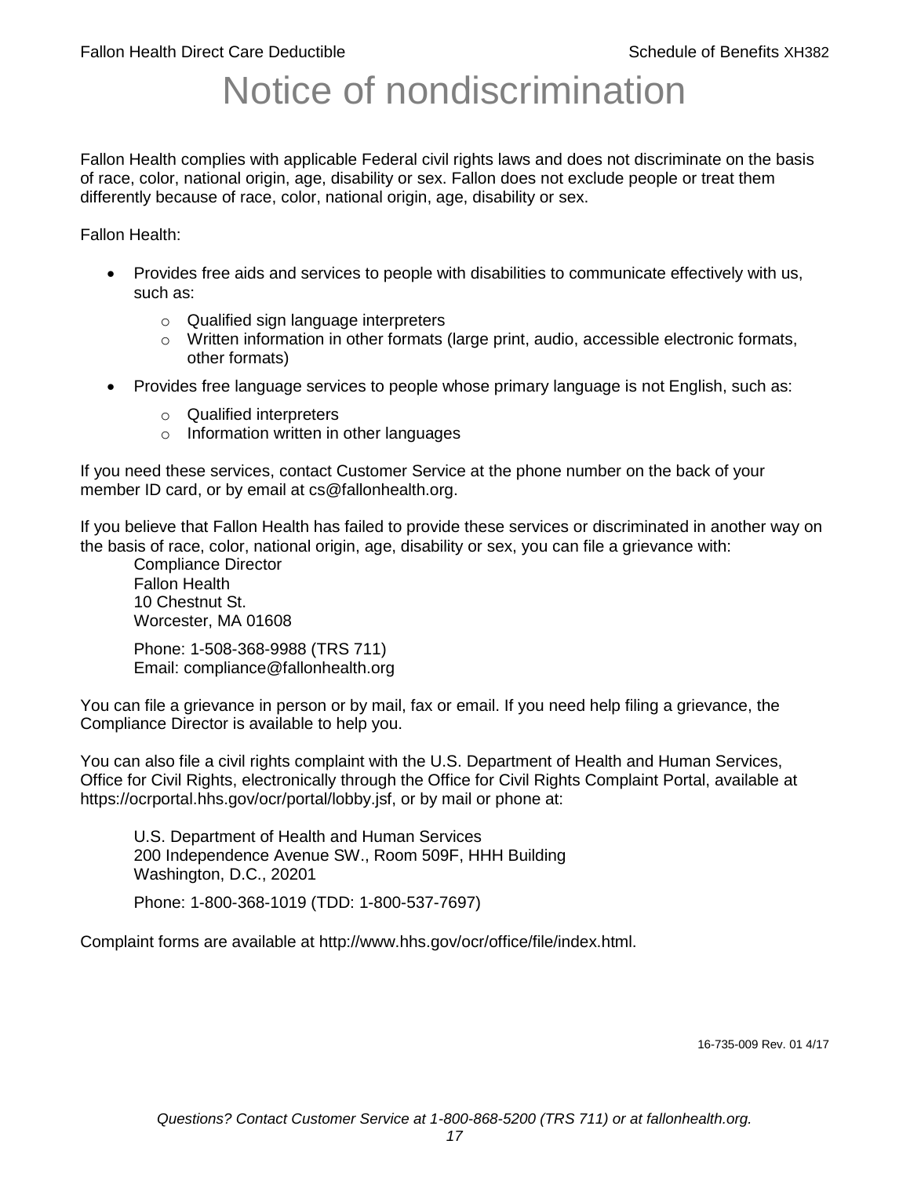# Notice of nondiscrimination

Fallon Health complies with applicable Federal civil rights laws and does not discriminate on the basis of race, color, national origin, age, disability or sex. Fallon does not exclude people or treat them differently because of race, color, national origin, age, disability or sex.

Fallon Health:

- Provides free aids and services to people with disabilities to communicate effectively with us, such as:
  - Qualified sign language interpreters
  - Written information in other formats (large print, audio, accessible electronic formats, other formats)
- Provides free language services to people whose primary language is not English, such as:
  - Qualified interpreters
  - Information written in other languages

If you need these services, contact Customer Service at the phone number on the back of your member ID card, or by email at cs@fallonhealth.org.

If you believe that Fallon Health has failed to provide these services or discriminated in another way on the basis of race, color, national origin, age, disability or sex, you can file a grievance with:

Compliance Director  
Fallon Health  
10 Chestnut St.  
Worcester, MA 01608

Phone: 1-508-368-9988 (TRS 711)  
Email: compliance@fallonhealth.org

You can file a grievance in person or by mail, fax or email. If you need help filing a grievance, the Compliance Director is available to help you.

You can also file a civil rights complaint with the U.S. Department of Health and Human Services, Office for Civil Rights, electronically through the Office for Civil Rights Complaint Portal, available at https://ocrportal.hhs.gov/ocr/portal/lobby.jsf, or by mail or phone at:

U.S. Department of Health and Human Services  
200 Independence Avenue SW., Room 509F, HHH Building  
Washington, D.C., 20201

Phone: 1-800-368-1019 (TDD: 1-800-537-7697)

Complaint forms are available at http://www.hhs.gov/ocr/office/file/index.html.

16-735-009 Rev. 01 4/17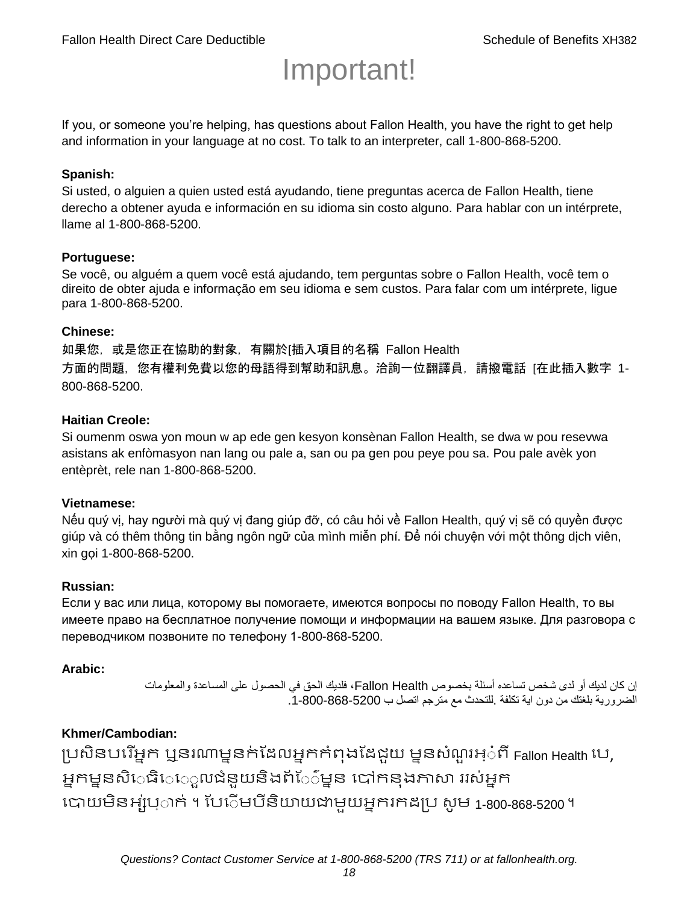# Important!

If you, or someone you're helping, has questions about Fallon Health, you have the right to get help and information in your language at no cost. To talk to an interpreter, call 1-800-868-5200.

**Spanish:**
Si usted, o alguien a quien usted está ayudando, tiene preguntas acerca de Fallon Health, tiene derecho a obtener ayuda e información en su idioma sin costo alguno. Para hablar con un intérprete, llame al 1-800-868-5200.

**Portuguese:**
Se você, ou alguém a quem você está ajudando, tem perguntas sobre o Fallon Health, você tem o direito de obter ajuda e informação em seu idioma e sem custos. Para falar com um intérprete, ligue para 1-800-868-5200.

**Chinese:**
如果您，或是您正在協助的對象，有關於[插入項目的名稱 Fallon Health 方面的問題，您有權利免費以您的母語得到幫助和訊息。洽詢一位翻譯員，請撥電話 [在此插入數字 1-800-868-5200.

**Haitian Creole:**
Si oumenm oswa yon moun w ap ede gen kesyon konsènan Fallon Health, se dwa w pou resevwa asistans ak enfòmasyon nan lang ou pale a, san ou pa gen pou peye pou sa. Pou pale avèk yon entèprèt, rele nan 1-800-868-5200.

**Vietnamese:**
Nếu quý vị, hay người mà quý vị đang giúp đỡ, có câu hỏi về Fallon Health, quý vị sẽ có quyền được giúp và có thêm thông tin bằng ngôn ngữ của mình miễn phí. Để nói chuyện với một thông dịch viên, xin gọi 1-800-868-5200.

**Russian:**
Если у вас или лица, которому вы помогаете, имеются вопросы по поводу Fallon Health, то вы имеете право на бесплатное получение помощи и информации на вашем языке. Для разговора с переводчиком позвоните по телефону 1-800-868-5200.

**Arabic:**
إن كان لديك أو لدى شخص تساعده أسئلة بخصوص Fallon Health، فلديك الحق في الحصول على المساعدة والمعلومات الضرورية بلغتك من دون اية تكلفة .للتحدث مع مترجم اتصل ب 1-800-868-5200.

**Khmer/Cambodian:**
ប្រសិនបរើអ្នក ឬនរណាម្នក់ដែលអ្នកកំពុងដែជួយ ម្នសំណួរអ្ំពី Fallon Health បេ, អ្នកម្នសិេធិេេួលជំនួយនិងព័ែ៍ម្នន បៅកនុងភាសា ររស់អ្នក បោយមិនអ្ស់បុ្ាក់ ។ បែេិមបីនិយាយជាមួយអ្នករកដប្រ សូម 1-800-868-5200 ។

*Questions? Contact Customer Service at 1-800-868-5200 (TRS 711) or at fallonhealth.org.*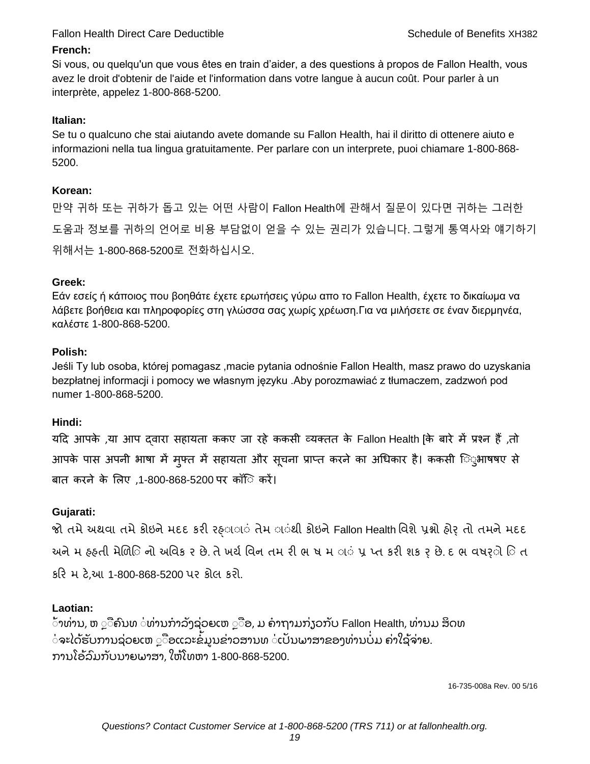**French:**

Si vous, ou quelqu'un que vous êtes en train d'aider, a des questions à propos de Fallon Health, vous avez le droit d'obtenir de l'aide et l'information dans votre langue à aucun coût. Pour parler à un interprète, appelez 1-800-868-5200.

**Italian:**

Se tu o qualcuno che stai aiutando avete domande su Fallon Health, hai il diritto di ottenere aiuto e informazioni nella tua lingua gratuitamente. Per parlare con un interprete, puoi chiamare 1-800-868-5200.

**Korean:**

만약 귀하 또는 귀하가 돕고 있는 어떤 사람이 Fallon Health에 관해서 질문이 있다면 귀하는 그러한 도움과 정보를 귀하의 언어로 비용 부담없이 얻을 수 있는 권리가 있습니다. 그렇게 통역사와 얘기하기 위해서는 1-800-868-5200로 전화하십시오.

**Greek:**

Εάν εσείς ή κάποιος που βοηθάτε έχετε ερωτήσεις γύρω απο το Fallon Health, έχετε το δικαίωμα να λάβετε βοήθεια και πληροφορίες στη γλώσσα σας χωρίς χρέωση.Για να μιλήσετε σε έναν διερμηνέα, καλέστε 1-800-868-5200.

**Polish:**

Jeśli Ty lub osoba, której pomagasz ,macie pytania odnośnie Fallon Health, masz prawo do uzyskania bezpłatnej informacji i pomocy we własnym języku .Aby porozmawiać z tłumaczem, zadzwoń pod numer 1-800-868-5200.

**Hindi:**

यदि आपके ,या आप द्वारा सहायता ककए जा रहे ककसी व्यक्तत के Fallon Health [के बारे में प्रश्न हैं ,तो आपके पास अपनी भाषा में मुफ्त में सहायता और सूचना प्राप्त करने का अधिकार है। ककसी िुभाषषए से बात करने के लिए ,1-800-868-5200 पर कॉि करें।

**Gujarati:**

જો તમે અથવા તમે કોઇને મદદ કરી રહ્યાં તેમ ાંથી કોઇને Fallon Health વિશે પ્રશ્નો હોર્ તો તમને મદદ અને મ હહતી મેળિિ નો અવિક ર છે. તે ખર્ચ વિન તમ રી ભ ષ મ ાં પ્ર પ્ત કરી શક ર્ છે. દ ભ વષર્ો િ ત કરિ મ ટે,આ 1-800-868-5200 પર કોલ કરો.

**Laotian:**

ຖ້າທ່ານ, ຫ ຼືຄົນທ ່ທ່ານກໍາລັງຊ່ວຍເຫ ຼືອ, ມ ຄໍາຖາມກ່ຽວກັບ Fallon Health, ທ່ານມ ສິດທ ່ຈະໄດ້ຮັບການຊ່ວຍເຫ ຼືອແລະຂໍ້ມູນຂ່າວສານທ ່ເປັນພາສາຂອງທ່ານບໍ່ມ ຄ່າໃຊ້ຈ່າຍ. ການໂອ້ລົມກັບນາຍພາສາ, ໃຫ້ໂທຫາ 1-800-868-5200.

16-735-008a Rev. 00 5/16